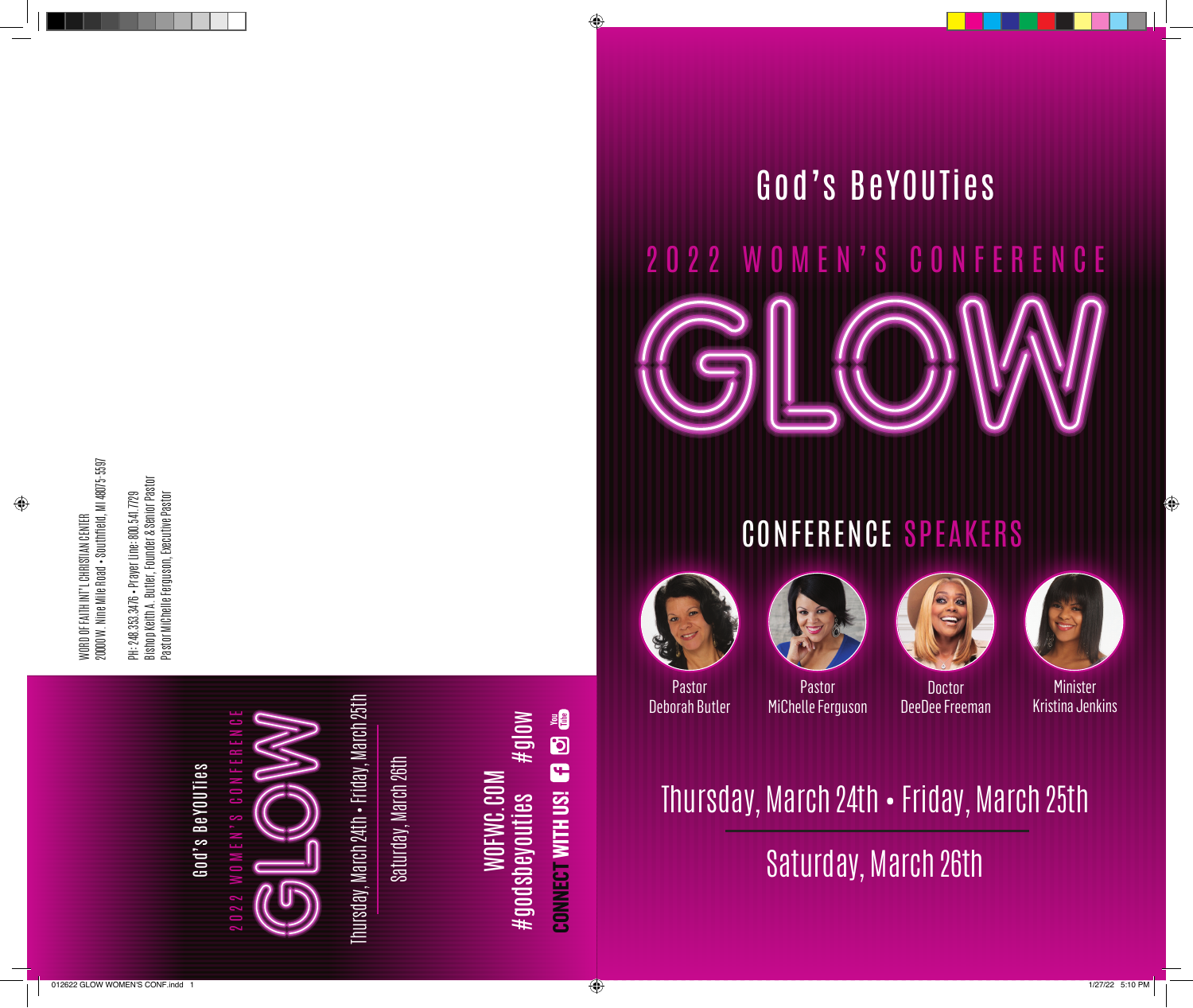# God's BeYOUTies

## 2022 WOMEN'S CONFERENCE

# GLOW

## CONFERENCE SPEAKERS

Pastor
Deborah Butler

Pastor
MiChelle Ferguson

Doctor
DeeDee Freeman

Minister
Kristina Jenkins

Thursday, March 24th • Friday, March 25th

Saturday, March 26th

---

WORD OF FAITH INT'L CHRISTIAN CENTER
20000 W. Nine Mile Road • Southfield, MI 48075-5597

PH: 248.353.3476 • Prayer Line: 800.541.7729
Bishop Keith A. Butler, Founder & Senior Pastor
Pastor MiChelle Ferguson, Executive Pastor

---

God's BeYOUTies

2022 WOMEN'S CONFERENCE

GLOW

Thursday, March 24th • Friday, March 25th

Saturday, March 26th

WOFWC.COM

#godsbeyouties #glow

**CONNECT WITH US!**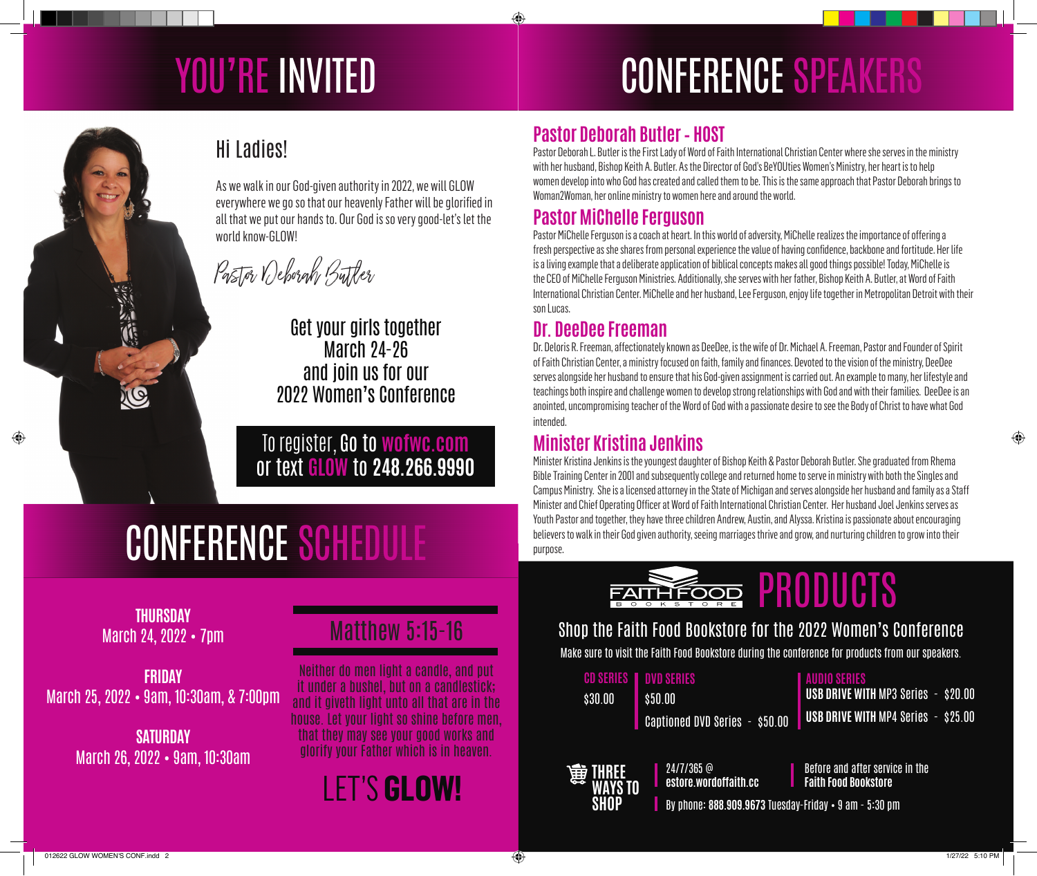# YOU'RE INVITED

## Hi Ladies!

As we walk in our God-given authority in 2022, we will GLOW everywhere we go so that our heavenly Father will be glorified in all that we put our hands to. Our God is so very good-let's let the world know-GLOW!

Pastor Deborah Butler

Get your girls together
March 24-26
and join us for our
2022 Women's Conference

To register, Go to **wofwc.com**
or text **GLOW** to **248.266.9990**

# CONFERENCE SCHEDULE

**THURSDAY**
March 24, 2022 • 7pm

**FRIDAY**
March 25, 2022 • 9am, 10:30am, & 7:00pm

**SATURDAY**
March 26, 2022 • 9am, 10:30am

## Matthew 5:15-16

Neither do men light a candle, and put it under a bushel, but on a candlestick; and it giveth light unto all that are in the house. Let your light so shine before men, that they may see your good works and glorify your Father which is in heaven.

LET'S **GLOW!**

# CONFERENCE SPEAKERS

## Pastor Deborah Butler - HOST

Pastor Deborah L. Butler is the First Lady of Word of Faith International Christian Center where she serves in the ministry with her husband, Bishop Keith A. Butler. As the Director of God's BeYOUties Women's Ministry, her heart is to help women develop into who God has created and called them to be. This is the same approach that Pastor Deborah brings to Woman2Woman, her online ministry to women here and around the world.

## Pastor MiChelle Ferguson

Pastor MiChelle Ferguson is a coach at heart. In this world of adversity, MiChelle realizes the importance of offering a fresh perspective as she shares from personal experience the value of having confidence, backbone and fortitude. Her life is a living example that a deliberate application of biblical concepts makes all good things possible! Today, MiChelle is the CEO of MiChelle Ferguson Ministries. Additionally, she serves with her father, Bishop Keith A. Butler, at Word of Faith International Christian Center. MiChelle and her husband, Lee Ferguson, enjoy life together in Metropolitan Detroit with their son Lucas.

## Dr. DeeDee Freeman

Dr. Deloris R. Freeman, affectionately known as DeeDee, is the wife of Dr. Michael A. Freeman, Pastor and Founder of Spirit of Faith Christian Center, a ministry focused on faith, family and finances. Devoted to the vision of the ministry, DeeDee serves alongside her husband to ensure that his God-given assignment is carried out. An example to many, her lifestyle and teachings both inspire and challenge women to develop strong relationships with God and with their families. DeeDee is an anointed, uncompromising teacher of the Word of God with a passionate desire to see the Body of Christ to have what God intended.

## Minister Kristina Jenkins

Minister Kristina Jenkins is the youngest daughter of Bishop Keith & Pastor Deborah Butler. She graduated from Rhema Bible Training Center in 2001 and subsequently college and returned home to serve in ministry with both the Singles and Campus Ministry. She is a licensed attorney in the State of Michigan and serves alongside her husband and family as a Staff Minister and Chief Operating Officer at Word of Faith International Christian Center. Her husband Joel Jenkins serves as Youth Pastor and together, they have three children Andrew, Austin, and Alyssa. Kristina is passionate about encouraging believers to walk in their God given authority, seeing marriages thrive and grow, and nurturing children to grow into their purpose.

# FAITH FOOD BOOKSTORE PRODUCTS

## Shop the Faith Food Bookstore for the 2022 Women's Conference

Make sure to visit the Faith Food Bookstore during the conference for products from our speakers.

**CD SERIES**
$30.00

**DVD SERIES**
$50.00
Captioned DVD Series - $50.00

**AUDIO SERIES**
**USB DRIVE WITH** MP3 Series - $20.00
**USB DRIVE WITH** MP4 Series - $25.00

**THREE WAYS TO SHOP**

- 24/7/365 @ **estore.wordoffaith.cc**
- Before and after service in the **Faith Food Bookstore**
- By phone: **888.909.9673** Tuesday-Friday • 9 am - 5:30 pm